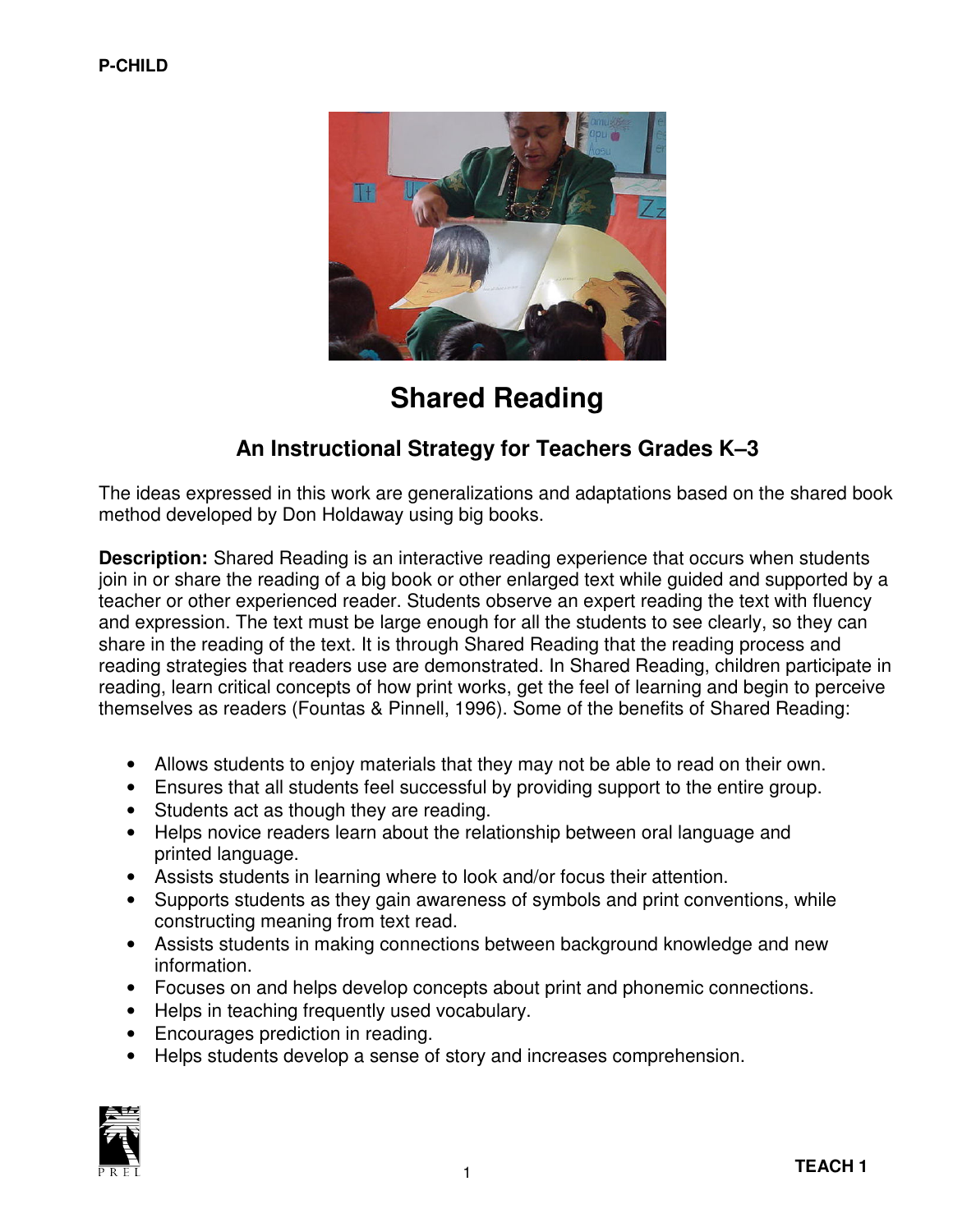P-CHILD

# Shared Reading

## An Instructional Strategy for Teachers Grades K–3

The ideas expressed in this work are generalizations and adaptations based on the shared book method developed by Don Holdaway using big books.

**Description:** Shared Reading is an interactive reading experience that occurs when students join in or share the reading of a big book or other enlarged text while guided and supported by a teacher or other experienced reader. Students observe an expert reading the text with fluency and expression. The text must be large enough for all the students to see clearly, so they can share in the reading of the text. It is through Shared Reading that the reading process and reading strategies that readers use are demonstrated. In Shared Reading, children participate in reading, learn critical concepts of how print works, get the feel of learning and begin to perceive themselves as readers (Fountas & Pinnell, 1996). Some of the benefits of Shared Reading:

- Allows students to enjoy materials that they may not be able to read on their own.
- Ensures that all students feel successful by providing support to the entire group.
- Students act as though they are reading.
- Helps novice readers learn about the relationship between oral language and printed language.
- Assists students in learning where to look and/or focus their attention.
- Supports students as they gain awareness of symbols and print conventions, while constructing meaning from text read.
- Assists students in making connections between background knowledge and new information.
- Focuses on and helps develop concepts about print and phonemic connections.
- Helps in teaching frequently used vocabulary.
- Encourages prediction in reading.
- Helps students develop a sense of story and increases comprehension.

TEACH 1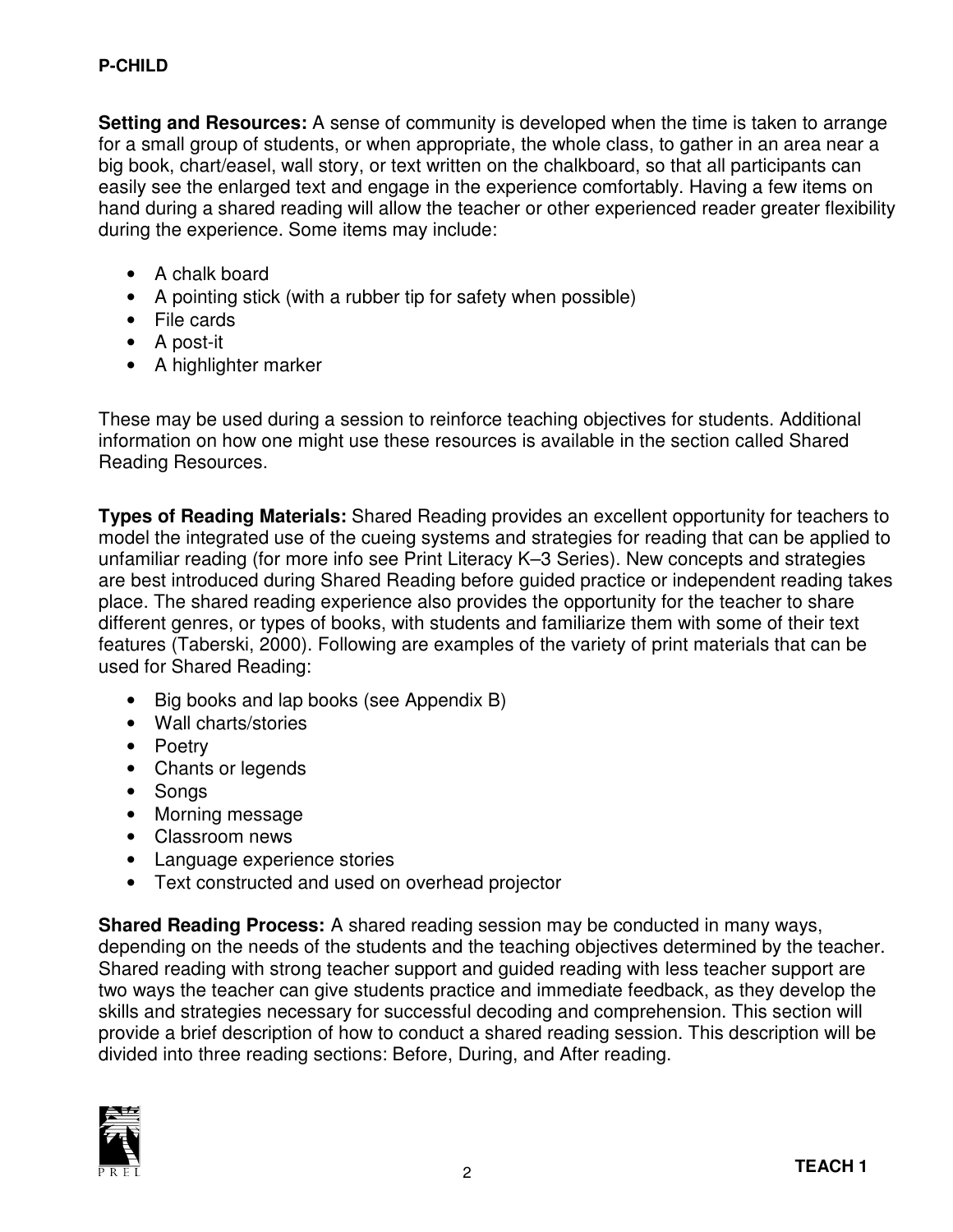**Setting and Resources:** A sense of community is developed when the time is taken to arrange for a small group of students, or when appropriate, the whole class, to gather in an area near a big book, chart/easel, wall story, or text written on the chalkboard, so that all participants can easily see the enlarged text and engage in the experience comfortably. Having a few items on hand during a shared reading will allow the teacher or other experienced reader greater flexibility during the experience. Some items may include:

- A chalk board
- A pointing stick (with a rubber tip for safety when possible)
- File cards
- A post-it
- A highlighter marker

These may be used during a session to reinforce teaching objectives for students. Additional information on how one might use these resources is available in the section called Shared Reading Resources.

**Types of Reading Materials:** Shared Reading provides an excellent opportunity for teachers to model the integrated use of the cueing systems and strategies for reading that can be applied to unfamiliar reading (for more info see Print Literacy K–3 Series). New concepts and strategies are best introduced during Shared Reading before guided practice or independent reading takes place. The shared reading experience also provides the opportunity for the teacher to share different genres, or types of books, with students and familiarize them with some of their text features (Taberski, 2000). Following are examples of the variety of print materials that can be used for Shared Reading:

- Big books and lap books (see Appendix B)
- Wall charts/stories
- Poetry
- Chants or legends
- Songs
- Morning message
- Classroom news
- Language experience stories
- Text constructed and used on overhead projector

**Shared Reading Process:** A shared reading session may be conducted in many ways, depending on the needs of the students and the teaching objectives determined by the teacher. Shared reading with strong teacher support and guided reading with less teacher support are two ways the teacher can give students practice and immediate feedback, as they develop the skills and strategies necessary for successful decoding and comprehension. This section will provide a brief description of how to conduct a shared reading session. This description will be divided into three reading sections: Before, During, and After reading.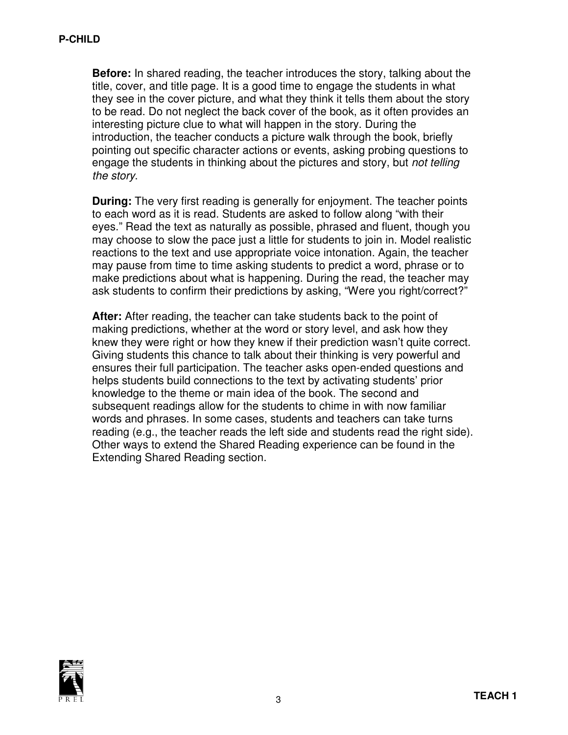**Before:** In shared reading, the teacher introduces the story, talking about the title, cover, and title page. It is a good time to engage the students in what they see in the cover picture, and what they think it tells them about the story to be read. Do not neglect the back cover of the book, as it often provides an interesting picture clue to what will happen in the story. During the introduction, the teacher conducts a picture walk through the book, briefly pointing out specific character actions or events, asking probing questions to engage the students in thinking about the pictures and story, but *not telling the story*.

**During:** The very first reading is generally for enjoyment. The teacher points to each word as it is read. Students are asked to follow along "with their eyes." Read the text as naturally as possible, phrased and fluent, though you may choose to slow the pace just a little for students to join in. Model realistic reactions to the text and use appropriate voice intonation. Again, the teacher may pause from time to time asking students to predict a word, phrase or to make predictions about what is happening. During the read, the teacher may ask students to confirm their predictions by asking, "Were you right/correct?"

**After:** After reading, the teacher can take students back to the point of making predictions, whether at the word or story level, and ask how they knew they were right or how they knew if their prediction wasn't quite correct. Giving students this chance to talk about their thinking is very powerful and ensures their full participation. The teacher asks open-ended questions and helps students build connections to the text by activating students' prior knowledge to the theme or main idea of the book. The second and subsequent readings allow for the students to chime in with now familiar words and phrases. In some cases, students and teachers can take turns reading (e.g., the teacher reads the left side and students read the right side). Other ways to extend the Shared Reading experience can be found in the Extending Shared Reading section.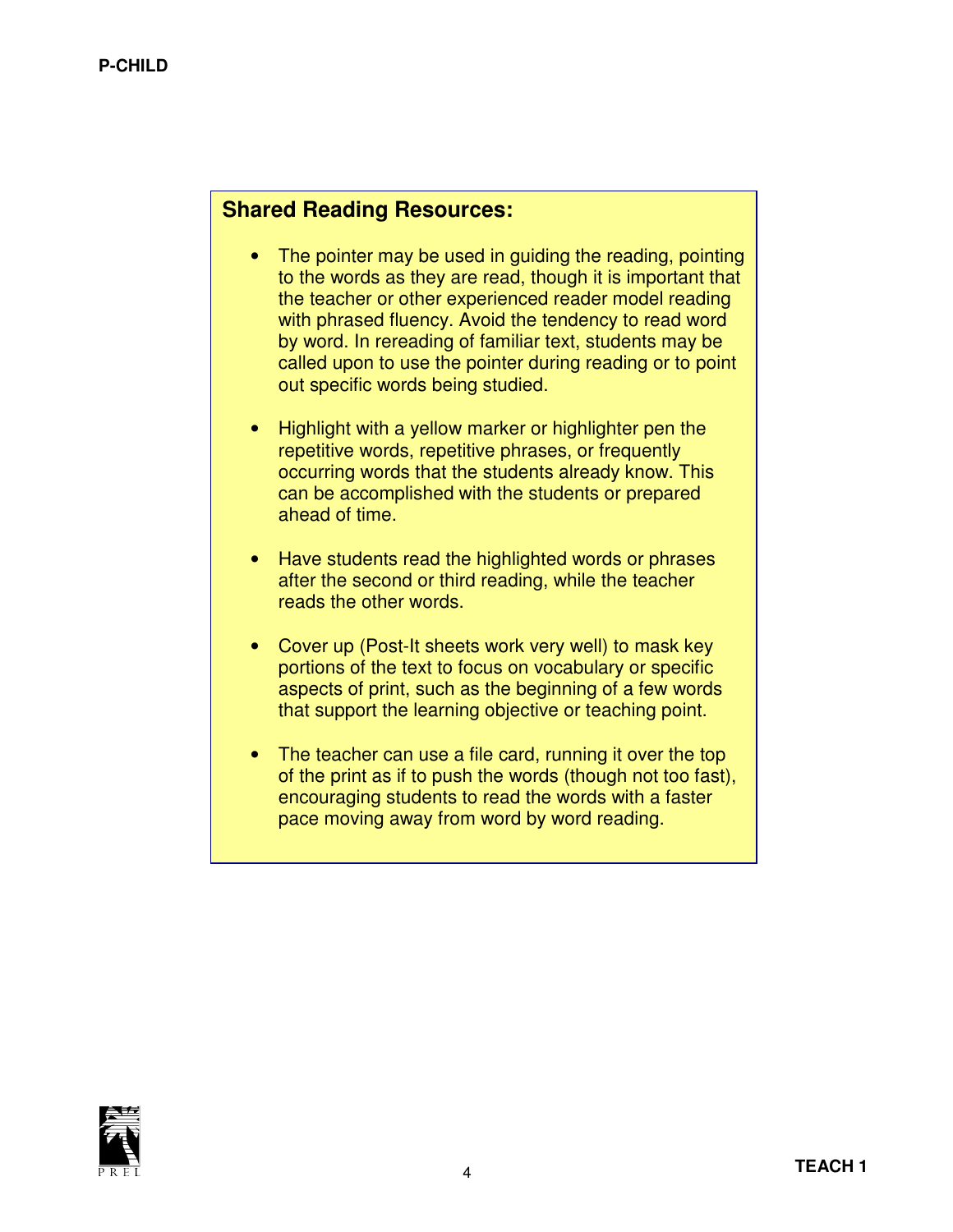## Shared Reading Resources:

- The pointer may be used in guiding the reading, pointing to the words as they are read, though it is important that the teacher or other experienced reader model reading with phrased fluency. Avoid the tendency to read word by word. In rereading of familiar text, students may be called upon to use the pointer during reading or to point out specific words being studied.

- Highlight with a yellow marker or highlighter pen the repetitive words, repetitive phrases, or frequently occurring words that the students already know. This can be accomplished with the students or prepared ahead of time.

- Have students read the highlighted words or phrases after the second or third reading, while the teacher reads the other words.

- Cover up (Post-It sheets work very well) to mask key portions of the text to focus on vocabulary or specific aspects of print, such as the beginning of a few words that support the learning objective or teaching point.

- The teacher can use a file card, running it over the top of the print as if to push the words (though not too fast), encouraging students to read the words with a faster pace moving away from word by word reading.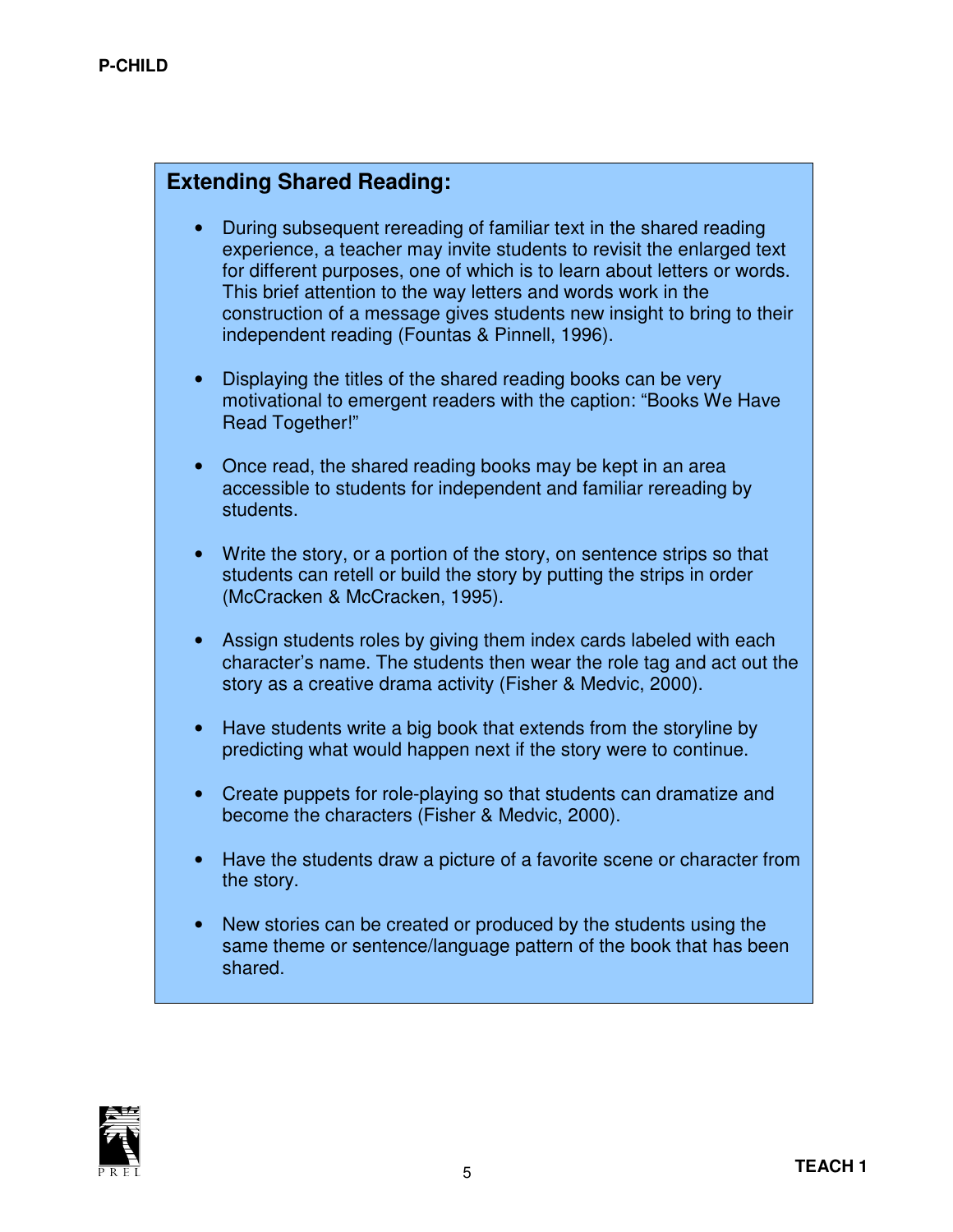## Extending Shared Reading:

- During subsequent rereading of familiar text in the shared reading experience, a teacher may invite students to revisit the enlarged text for different purposes, one of which is to learn about letters or words. This brief attention to the way letters and words work in the construction of a message gives students new insight to bring to their independent reading (Fountas & Pinnell, 1996).

- Displaying the titles of the shared reading books can be very motivational to emergent readers with the caption: “Books We Have Read Together!”

- Once read, the shared reading books may be kept in an area accessible to students for independent and familiar rereading by students.

- Write the story, or a portion of the story, on sentence strips so that students can retell or build the story by putting the strips in order (McCracken & McCracken, 1995).

- Assign students roles by giving them index cards labeled with each character’s name. The students then wear the role tag and act out the story as a creative drama activity (Fisher & Medvic, 2000).

- Have students write a big book that extends from the storyline by predicting what would happen next if the story were to continue.

- Create puppets for role-playing so that students can dramatize and become the characters (Fisher & Medvic, 2000).

- Have the students draw a picture of a favorite scene or character from the story.

- New stories can be created or produced by the students using the same theme or sentence/language pattern of the book that has been shared.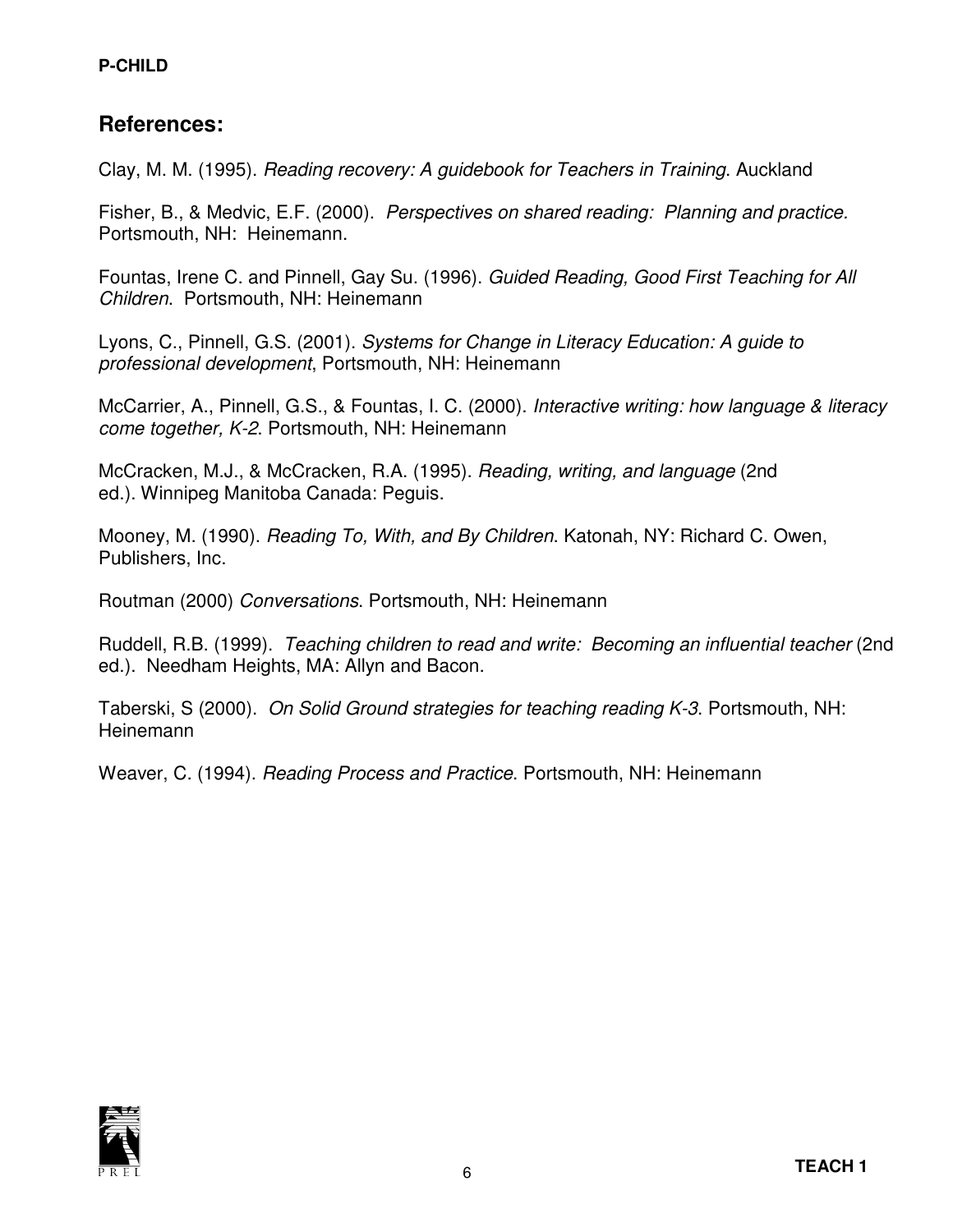## References:

Clay, M. M. (1995). *Reading recovery: A guidebook for Teachers in Training*. Auckland

Fisher, B., & Medvic, E.F. (2000). *Perspectives on shared reading: Planning and practice.* Portsmouth, NH: Heinemann.

Fountas, Irene C. and Pinnell, Gay Su. (1996). *Guided Reading, Good First Teaching for All Children*. Portsmouth, NH: Heinemann

Lyons, C., Pinnell, G.S. (2001). *Systems for Change in Literacy Education: A guide to professional development*, Portsmouth, NH: Heinemann

McCarrier, A., Pinnell, G.S., & Fountas, I. C. (2000). *Interactive writing: how language & literacy come together, K-2*. Portsmouth, NH: Heinemann

McCracken, M.J., & McCracken, R.A. (1995). *Reading, writing, and language* (2nd ed.). Winnipeg Manitoba Canada: Peguis.

Mooney, M. (1990). *Reading To, With, and By Children*. Katonah, NY: Richard C. Owen, Publishers, Inc.

Routman (2000) *Conversations*. Portsmouth, NH: Heinemann

Ruddell, R.B. (1999). *Teaching children to read and write: Becoming an influential teacher* (2nd ed.). Needham Heights, MA: Allyn and Bacon.

Taberski, S (2000). *On Solid Ground strategies for teaching reading K-3*. Portsmouth, NH: Heinemann

Weaver, C. (1994). *Reading Process and Practice*. Portsmouth, NH: Heinemann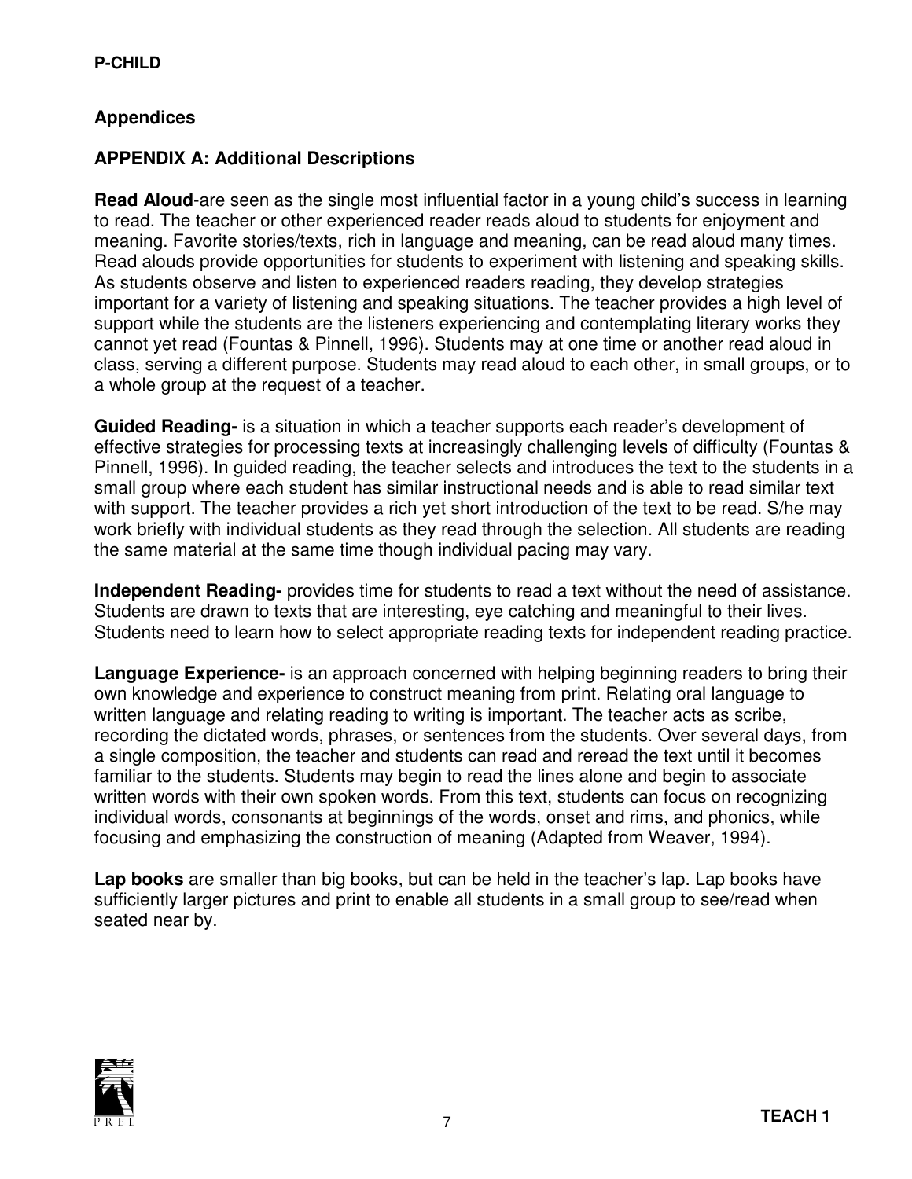## Appendices

### APPENDIX A: Additional Descriptions

**Read Aloud**-are seen as the single most influential factor in a young child's success in learning to read. The teacher or other experienced reader reads aloud to students for enjoyment and meaning. Favorite stories/texts, rich in language and meaning, can be read aloud many times. Read alouds provide opportunities for students to experiment with listening and speaking skills. As students observe and listen to experienced readers reading, they develop strategies important for a variety of listening and speaking situations. The teacher provides a high level of support while the students are the listeners experiencing and contemplating literary works they cannot yet read (Fountas & Pinnell, 1996). Students may at one time or another read aloud in class, serving a different purpose. Students may read aloud to each other, in small groups, or to a whole group at the request of a teacher.

**Guided Reading-** is a situation in which a teacher supports each reader's development of effective strategies for processing texts at increasingly challenging levels of difficulty (Fountas & Pinnell, 1996). In guided reading, the teacher selects and introduces the text to the students in a small group where each student has similar instructional needs and is able to read similar text with support. The teacher provides a rich yet short introduction of the text to be read. S/he may work briefly with individual students as they read through the selection. All students are reading the same material at the same time though individual pacing may vary.

**Independent Reading-** provides time for students to read a text without the need of assistance. Students are drawn to texts that are interesting, eye catching and meaningful to their lives. Students need to learn how to select appropriate reading texts for independent reading practice.

**Language Experience-** is an approach concerned with helping beginning readers to bring their own knowledge and experience to construct meaning from print. Relating oral language to written language and relating reading to writing is important. The teacher acts as scribe, recording the dictated words, phrases, or sentences from the students. Over several days, from a single composition, the teacher and students can read and reread the text until it becomes familiar to the students. Students may begin to read the lines alone and begin to associate written words with their own spoken words. From this text, students can focus on recognizing individual words, consonants at beginnings of the words, onset and rims, and phonics, while focusing and emphasizing the construction of meaning (Adapted from Weaver, 1994).

**Lap books** are smaller than big books, but can be held in the teacher's lap. Lap books have sufficiently larger pictures and print to enable all students in a small group to see/read when seated near by.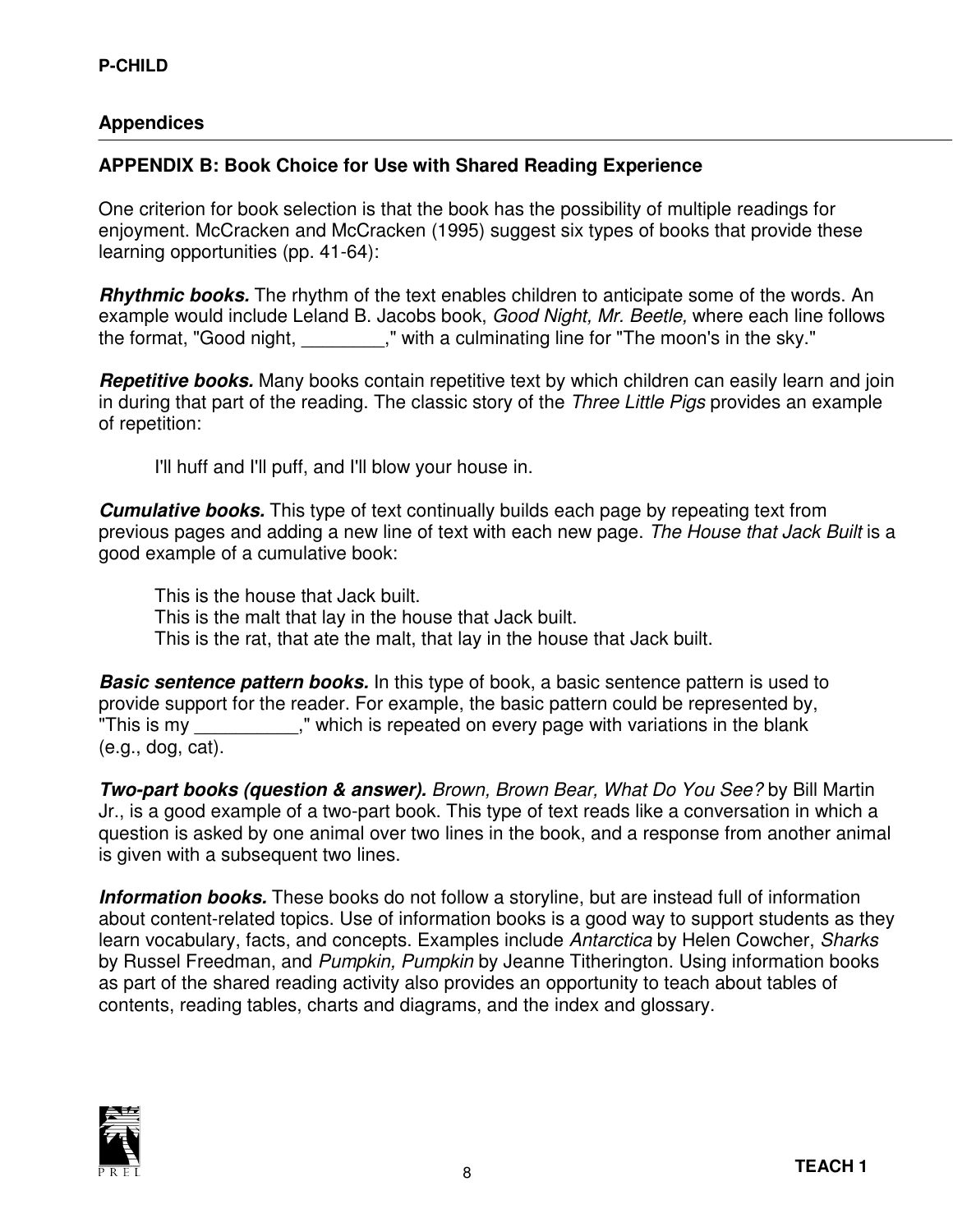## Appendices

### APPENDIX B: Book Choice for Use with Shared Reading Experience

One criterion for book selection is that the book has the possibility of multiple readings for enjoyment. McCracken and McCracken (1995) suggest six types of books that provide these learning opportunities (pp. 41-64):

***Rhythmic books.*** The rhythm of the text enables children to anticipate some of the words. An example would include Leland B. Jacobs book, *Good Night, Mr. Beetle,* where each line follows the format, "Good night, ________," with a culminating line for "The moon's in the sky."

***Repetitive books.*** Many books contain repetitive text by which children can easily learn and join in during that part of the reading. The classic story of the *Three Little Pigs* provides an example of repetition:

> I'll huff and I'll puff, and I'll blow your house in.

***Cumulative books.*** This type of text continually builds each page by repeating text from previous pages and adding a new line of text with each new page. *The House that Jack Built* is a good example of a cumulative book:

> This is the house that Jack built.
> This is the malt that lay in the house that Jack built.
> This is the rat, that ate the malt, that lay in the house that Jack built.

***Basic sentence pattern books.*** In this type of book, a basic sentence pattern is used to provide support for the reader. For example, the basic pattern could be represented by, "This is my __________," which is repeated on every page with variations in the blank (e.g., dog, cat).

***Two-part books (question & answer).*** *Brown, Brown Bear, What Do You See?* by Bill Martin Jr., is a good example of a two-part book. This type of text reads like a conversation in which a question is asked by one animal over two lines in the book, and a response from another animal is given with a subsequent two lines.

***Information books.*** These books do not follow a storyline, but are instead full of information about content-related topics. Use of information books is a good way to support students as they learn vocabulary, facts, and concepts. Examples include *Antarctica* by Helen Cowcher, *Sharks* by Russel Freedman, and *Pumpkin, Pumpkin* by Jeanne Titherington. Using information books as part of the shared reading activity also provides an opportunity to teach about tables of contents, reading tables, charts and diagrams, and the index and glossary.